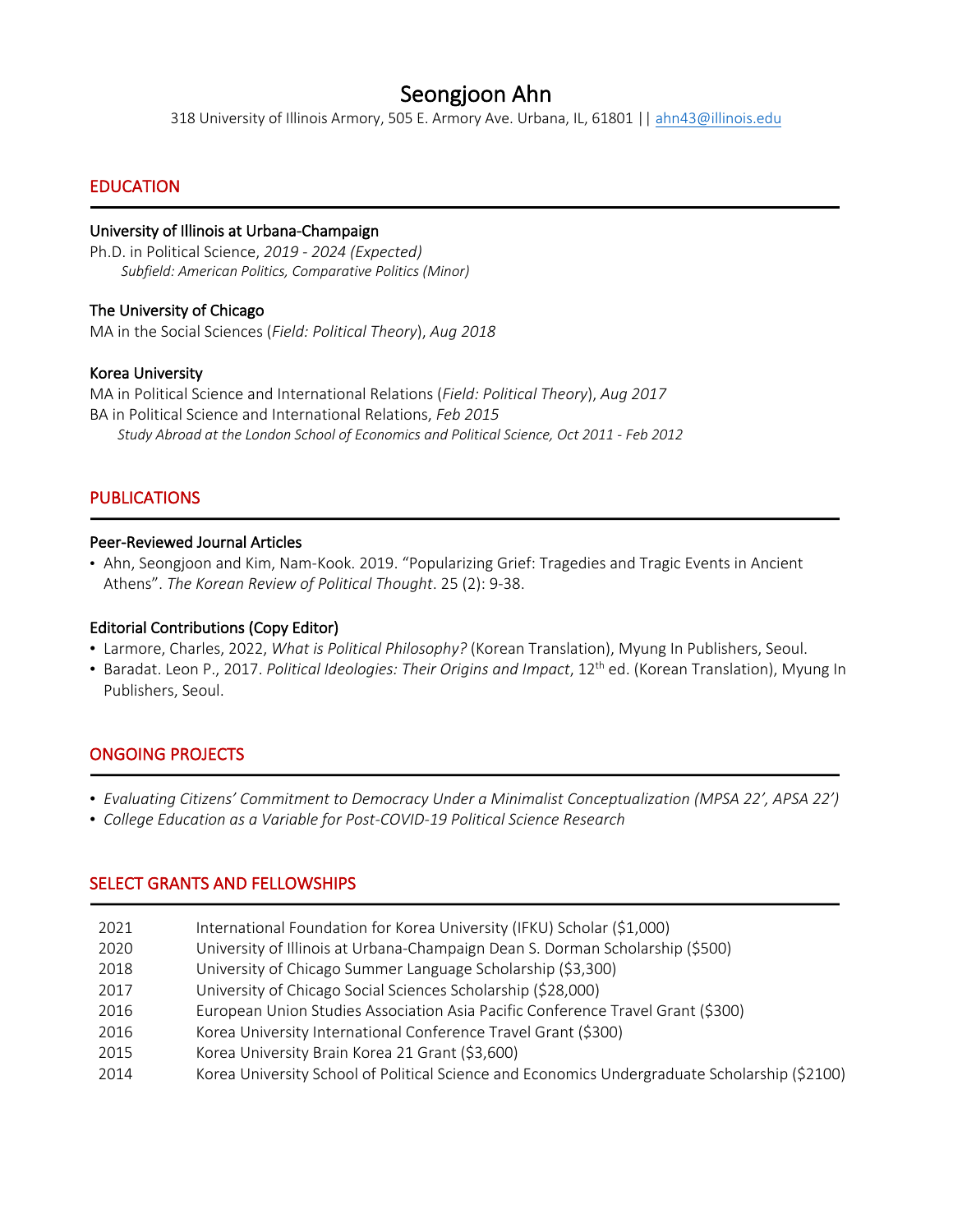# Seongjoon Ahn

318 University of Illinois Armory, 505 E. Armory Ave. Urbana, IL, 61801 || ahn43@illinois.edu

## EDUCATION

**University of Illinois at Urbana-Champaign**
Ph.D. in Political Science, *2019 - 2024 (Expected)*
*Subfield: American Politics, Comparative Politics (Minor)*

**The University of Chicago**
MA in the Social Sciences (*Field: Political Theory*), *Aug 2018*

**Korea University**
MA in Political Science and International Relations (*Field: Political Theory*), *Aug 2017*
BA in Political Science and International Relations, *Feb 2015*
*Study Abroad at the London School of Economics and Political Science, Oct 2011 - Feb 2012*

## PUBLICATIONS

**Peer-Reviewed Journal Articles**

- Ahn, Seongjoon and Kim, Nam-Kook. 2019. "Popularizing Grief: Tragedies and Tragic Events in Ancient Athens". *The Korean Review of Political Thought*. 25 (2): 9-38.

**Editorial Contributions (Copy Editor)**

- Larmore, Charles, 2022, *What is Political Philosophy?* (Korean Translation), Myung In Publishers, Seoul.
- Baradat. Leon P., 2017. *Political Ideologies: Their Origins and Impact*, 12th ed. (Korean Translation), Myung In Publishers, Seoul.

## ONGOING PROJECTS

- *Evaluating Citizens' Commitment to Democracy Under a Minimalist Conceptualization (MPSA 22', APSA 22')*
- *College Education as a Variable for Post-COVID-19 Political Science Research*

## SELECT GRANTS AND FELLOWSHIPS

| | |
|---|---|
| 2021 | International Foundation for Korea University (IFKU) Scholar ($1,000) |
| 2020 | University of Illinois at Urbana-Champaign Dean S. Dorman Scholarship ($500) |
| 2018 | University of Chicago Summer Language Scholarship ($3,300) |
| 2017 | University of Chicago Social Sciences Scholarship ($28,000) |
| 2016 | European Union Studies Association Asia Pacific Conference Travel Grant ($300) |
| 2016 | Korea University International Conference Travel Grant ($300) |
| 2015 | Korea University Brain Korea 21 Grant ($3,600) |
| 2014 | Korea University School of Political Science and Economics Undergraduate Scholarship ($2100) |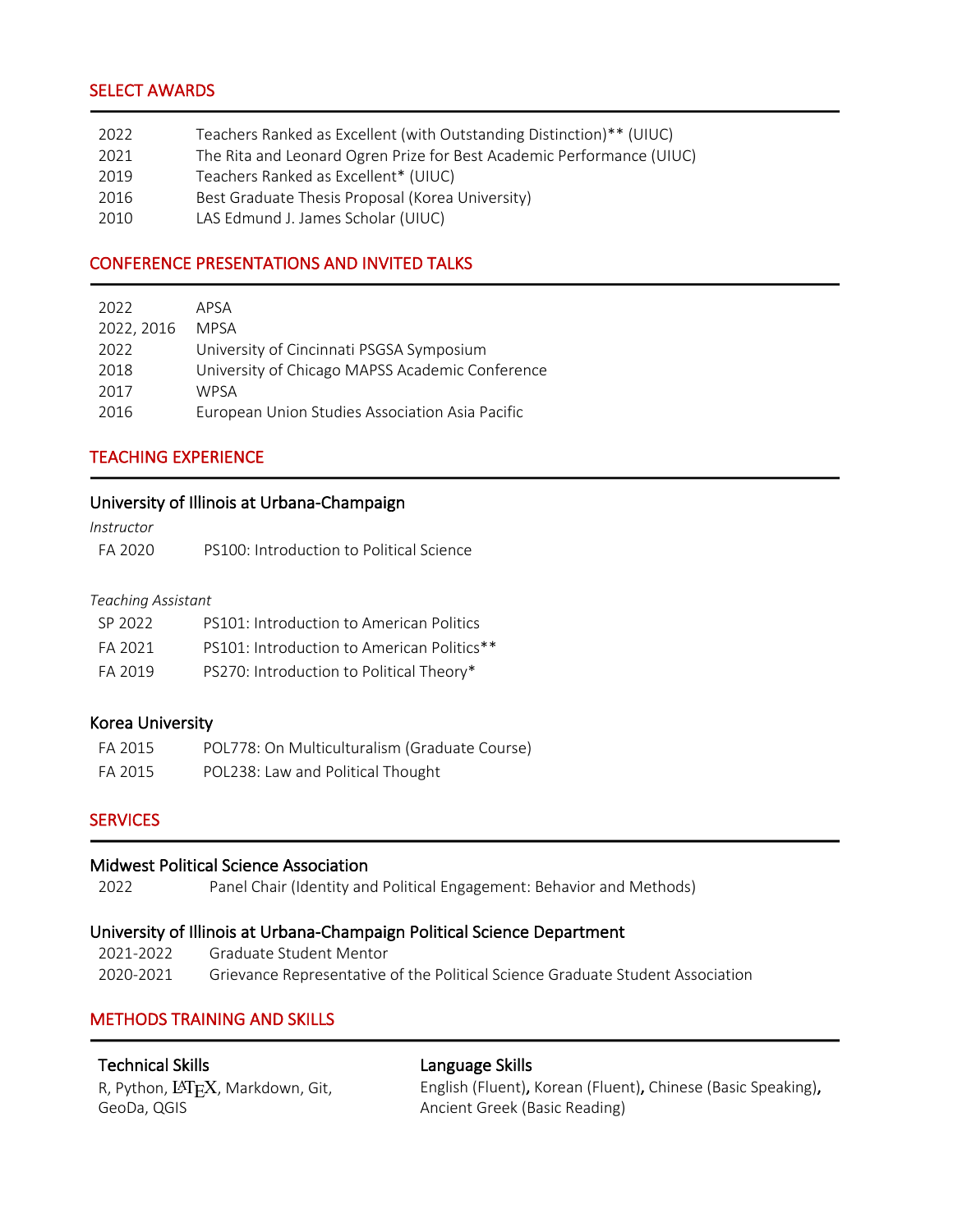## SELECT AWARDS

| | |
|---|---|
| 2022 | Teachers Ranked as Excellent (with Outstanding Distinction)** (UIUC) |
| 2021 | The Rita and Leonard Ogren Prize for Best Academic Performance (UIUC) |
| 2019 | Teachers Ranked as Excellent* (UIUC) |
| 2016 | Best Graduate Thesis Proposal (Korea University) |
| 2010 | LAS Edmund J. James Scholar (UIUC) |

## CONFERENCE PRESENTATIONS AND INVITED TALKS

| | |
|---|---|
| 2022 | APSA |
| 2022, 2016 | MPSA |
| 2022 | University of Cincinnati PSGSA Symposium |
| 2018 | University of Chicago MAPSS Academic Conference |
| 2017 | WPSA |
| 2016 | European Union Studies Association Asia Pacific |

## TEACHING EXPERIENCE

### University of Illinois at Urbana-Champaign

*Instructor*

| | |
|---|---|
| FA 2020 | PS100: Introduction to Political Science |

*Teaching Assistant*

| | |
|---|---|
| SP 2022 | PS101: Introduction to American Politics |
| FA 2021 | PS101: Introduction to American Politics** |
| FA 2019 | PS270: Introduction to Political Theory* |

### Korea University

| | |
|---|---|
| FA 2015 | POL778: On Multiculturalism (Graduate Course) |
| FA 2015 | POL238: Law and Political Thought |

## SERVICES

### Midwest Political Science Association

| | |
|---|---|
| 2022 | Panel Chair (Identity and Political Engagement: Behavior and Methods) |

### University of Illinois at Urbana-Champaign Political Science Department

| | |
|---|---|
| 2021-2022 | Graduate Student Mentor |
| 2020-2021 | Grievance Representative of the Political Science Graduate Student Association |

## METHODS TRAINING AND SKILLS

### Technical Skills

R, Python, LaTeX, Markdown, Git, GeoDa, QGIS

### Language Skills

English (Fluent), Korean (Fluent), Chinese (Basic Speaking), Ancient Greek (Basic Reading)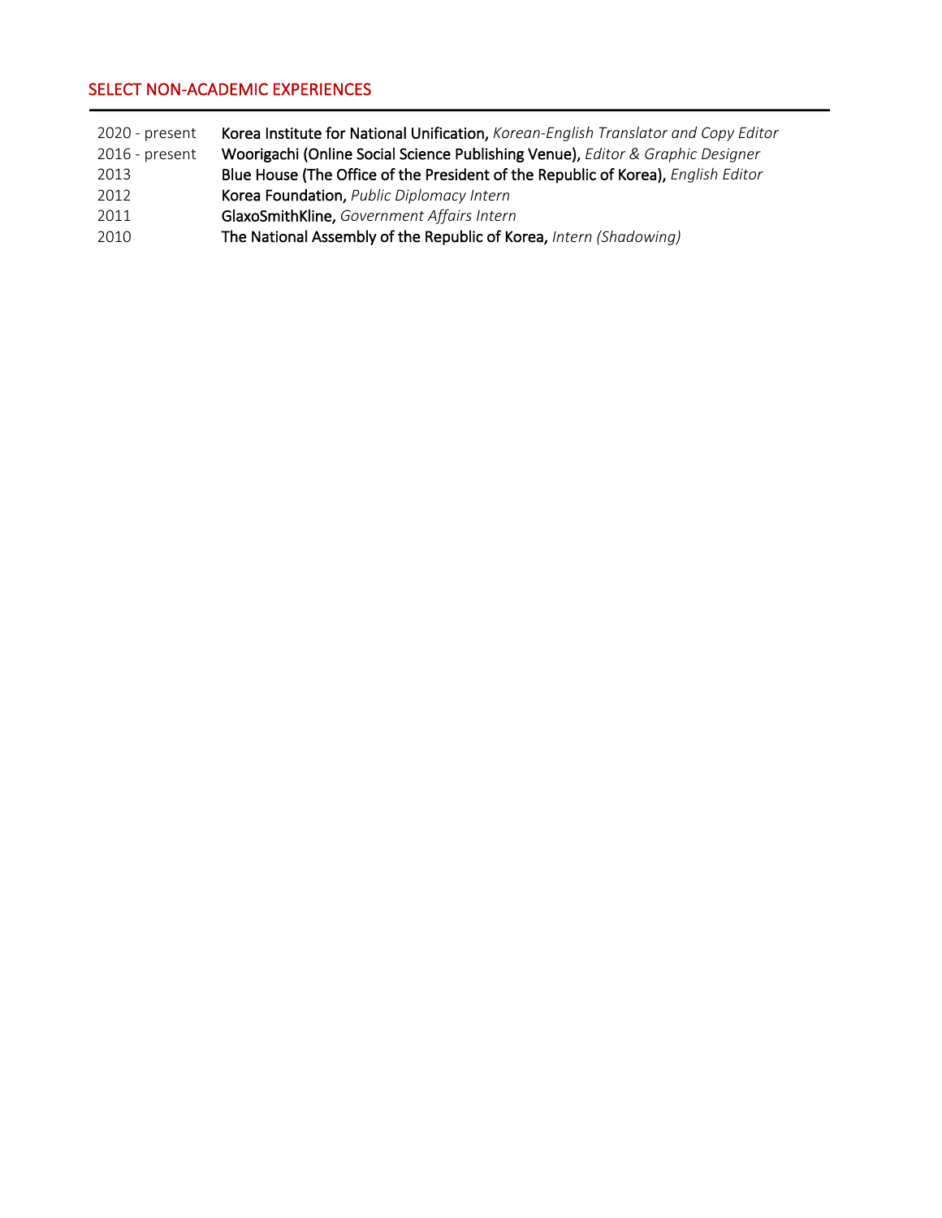## SELECT NON-ACADEMIC EXPERIENCES

| | |
|---|---|
| 2020 - present | **Korea Institute for National Unification,** *Korean-English Translator and Copy Editor* |
| 2016 - present | **Woorigachi (Online Social Science Publishing Venue),** *Editor & Graphic Designer* |
| 2013 | **Blue House (The Office of the President of the Republic of Korea),** *English Editor* |
| 2012 | **Korea Foundation,** *Public Diplomacy Intern* |
| 2011 | **GlaxoSmithKline,** *Government Affairs Intern* |
| 2010 | **The National Assembly of the Republic of Korea,** *Intern (Shadowing)* |